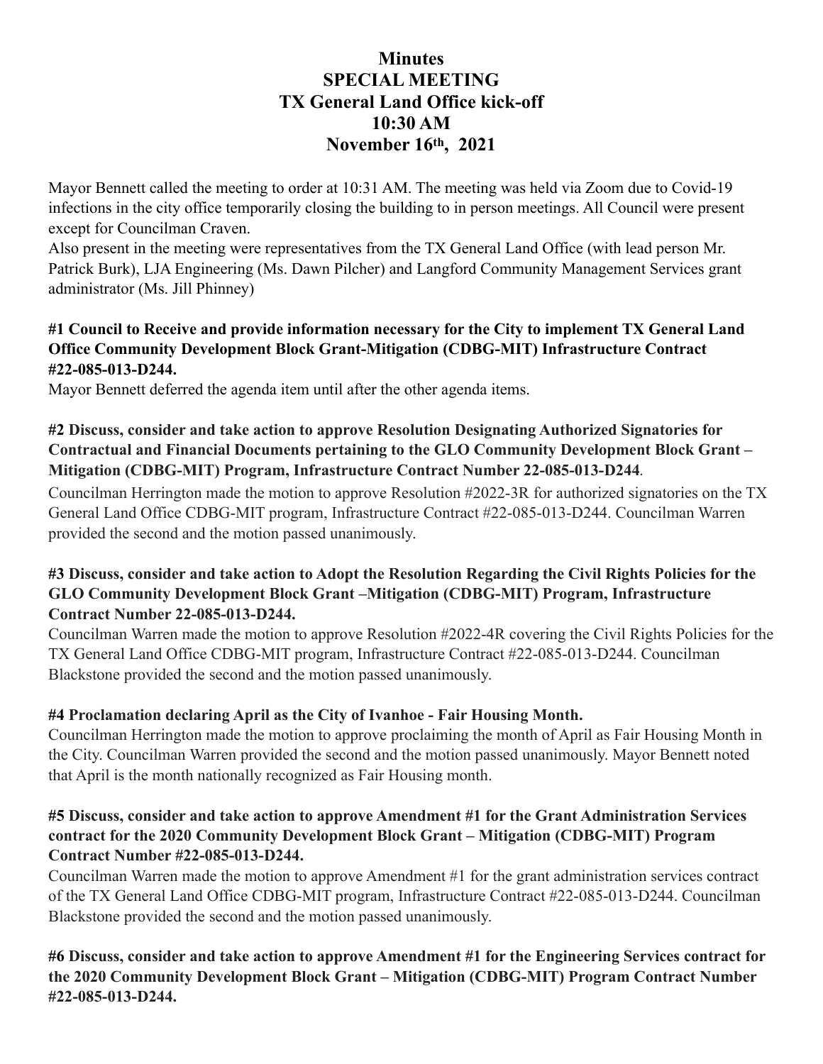# Minutes
## SPECIAL MEETING
## TX General Land Office kick-off
## 10:30 AM
## November 16th, 2021

Mayor Bennett called the meeting to order at 10:31 AM. The meeting was held via Zoom due to Covid-19 infections in the city office temporarily closing the building to in person meetings. All Council were present except for Councilman Craven.

Also present in the meeting were representatives from the TX General Land Office (with lead person Mr. Patrick Burk), LJA Engineering (Ms. Dawn Pilcher) and Langford Community Management Services grant administrator (Ms. Jill Phinney)

**#1 Council to Receive and provide information necessary for the City to implement TX General Land Office Community Development Block Grant-Mitigation (CDBG-MIT) Infrastructure Contract #22-085-013-D244.**

Mayor Bennett deferred the agenda item until after the other agenda items.

**#2 Discuss, consider and take action to approve Resolution Designating Authorized Signatories for Contractual and Financial Documents pertaining to the GLO Community Development Block Grant – Mitigation (CDBG-MIT) Program, Infrastructure Contract Number 22-085-013-D244**.

Councilman Herrington made the motion to approve Resolution #2022-3R for authorized signatories on the TX General Land Office CDBG-MIT program, Infrastructure Contract #22-085-013-D244. Councilman Warren provided the second and the motion passed unanimously.

**#3 Discuss, consider and take action to Adopt the Resolution Regarding the Civil Rights Policies for the GLO Community Development Block Grant –Mitigation (CDBG-MIT) Program, Infrastructure Contract Number 22-085-013-D244.**

Councilman Warren made the motion to approve Resolution #2022-4R covering the Civil Rights Policies for the TX General Land Office CDBG-MIT program, Infrastructure Contract #22-085-013-D244. Councilman Blackstone provided the second and the motion passed unanimously.

**#4 Proclamation declaring April as the City of Ivanhoe - Fair Housing Month.**

Councilman Herrington made the motion to approve proclaiming the month of April as Fair Housing Month in the City. Councilman Warren provided the second and the motion passed unanimously. Mayor Bennett noted that April is the month nationally recognized as Fair Housing month.

**#5 Discuss, consider and take action to approve Amendment #1 for the Grant Administration Services contract for the 2020 Community Development Block Grant – Mitigation (CDBG-MIT) Program Contract Number #22-085-013-D244.**

Councilman Warren made the motion to approve Amendment #1 for the grant administration services contract of the TX General Land Office CDBG-MIT program, Infrastructure Contract #22-085-013-D244. Councilman Blackstone provided the second and the motion passed unanimously.

**#6 Discuss, consider and take action to approve Amendment #1 for the Engineering Services contract for the 2020 Community Development Block Grant – Mitigation (CDBG-MIT) Program Contract Number #22-085-013-D244.**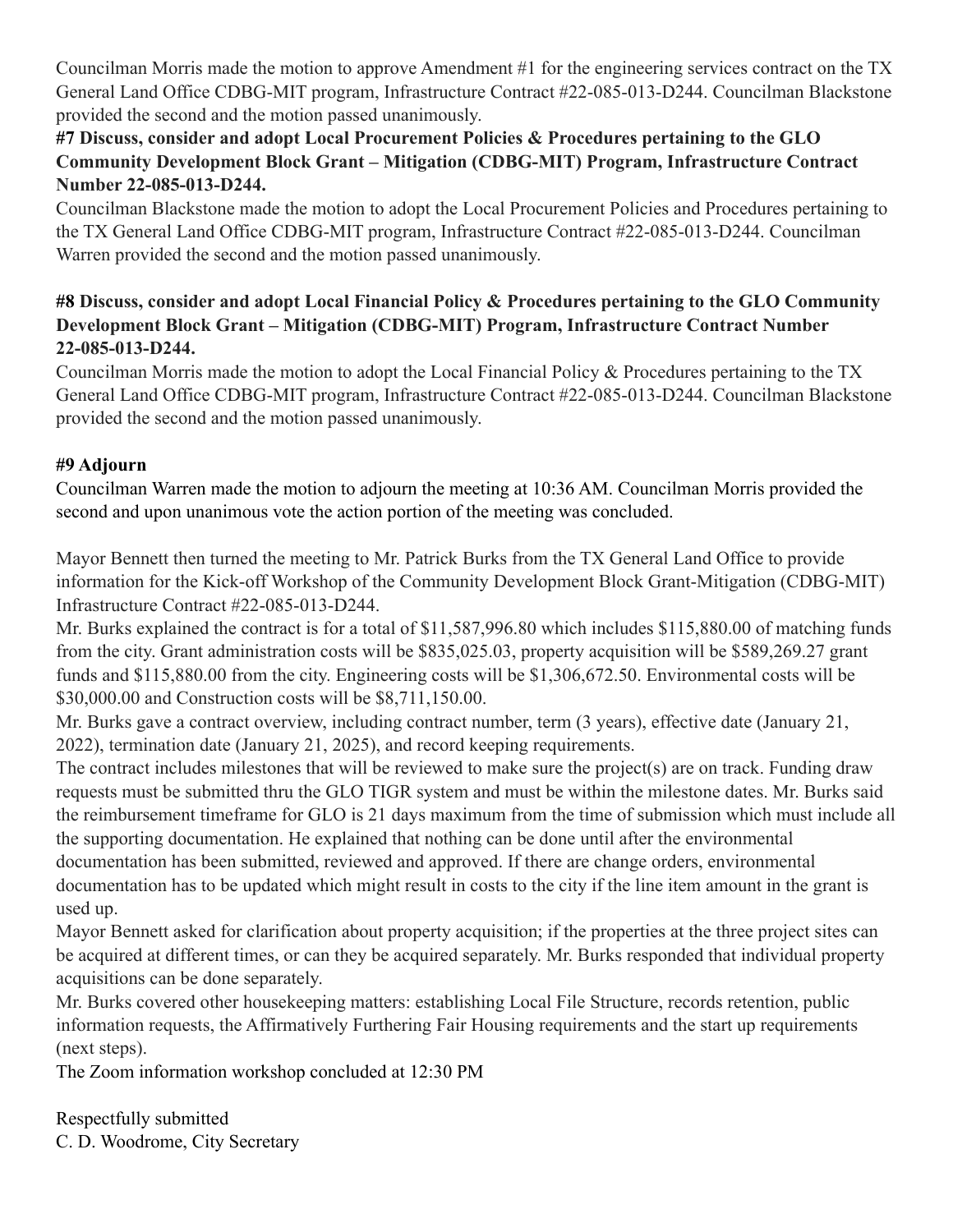Councilman Morris made the motion to approve Amendment #1 for the engineering services contract on the TX General Land Office CDBG-MIT program, Infrastructure Contract #22-085-013-D244. Councilman Blackstone provided the second and the motion passed unanimously.

**#7 Discuss, consider and adopt Local Procurement Policies & Procedures pertaining to the GLO Community Development Block Grant – Mitigation (CDBG-MIT) Program, Infrastructure Contract Number 22-085-013-D244.**

Councilman Blackstone made the motion to adopt the Local Procurement Policies and Procedures pertaining to the TX General Land Office CDBG-MIT program, Infrastructure Contract #22-085-013-D244. Councilman Warren provided the second and the motion passed unanimously.

**#8 Discuss, consider and adopt Local Financial Policy & Procedures pertaining to the GLO Community Development Block Grant – Mitigation (CDBG-MIT) Program, Infrastructure Contract Number 22-085-013-D244.**

Councilman Morris made the motion to adopt the Local Financial Policy & Procedures pertaining to the TX General Land Office CDBG-MIT program, Infrastructure Contract #22-085-013-D244. Councilman Blackstone provided the second and the motion passed unanimously.

**#9 Adjourn**

Councilman Warren made the motion to adjourn the meeting at 10:36 AM. Councilman Morris provided the second and upon unanimous vote the action portion of the meeting was concluded.

Mayor Bennett then turned the meeting to Mr. Patrick Burks from the TX General Land Office to provide information for the Kick-off Workshop of the Community Development Block Grant-Mitigation (CDBG-MIT) Infrastructure Contract #22-085-013-D244.

Mr. Burks explained the contract is for a total of $11,587,996.80 which includes $115,880.00 of matching funds from the city. Grant administration costs will be $835,025.03, property acquisition will be $589,269.27 grant funds and $115,880.00 from the city. Engineering costs will be $1,306,672.50. Environmental costs will be $30,000.00 and Construction costs will be $8,711,150.00.

Mr. Burks gave a contract overview, including contract number, term (3 years), effective date (January 21, 2022), termination date (January 21, 2025), and record keeping requirements.

The contract includes milestones that will be reviewed to make sure the project(s) are on track. Funding draw requests must be submitted thru the GLO TIGR system and must be within the milestone dates. Mr. Burks said the reimbursement timeframe for GLO is 21 days maximum from the time of submission which must include all the supporting documentation. He explained that nothing can be done until after the environmental documentation has been submitted, reviewed and approved. If there are change orders, environmental documentation has to be updated which might result in costs to the city if the line item amount in the grant is used up.

Mayor Bennett asked for clarification about property acquisition; if the properties at the three project sites can be acquired at different times, or can they be acquired separately. Mr. Burks responded that individual property acquisitions can be done separately.

Mr. Burks covered other housekeeping matters: establishing Local File Structure, records retention, public information requests, the Affirmatively Furthering Fair Housing requirements and the start up requirements (next steps).

The Zoom information workshop concluded at 12:30 PM

Respectfully submitted
C. D. Woodrome, City Secretary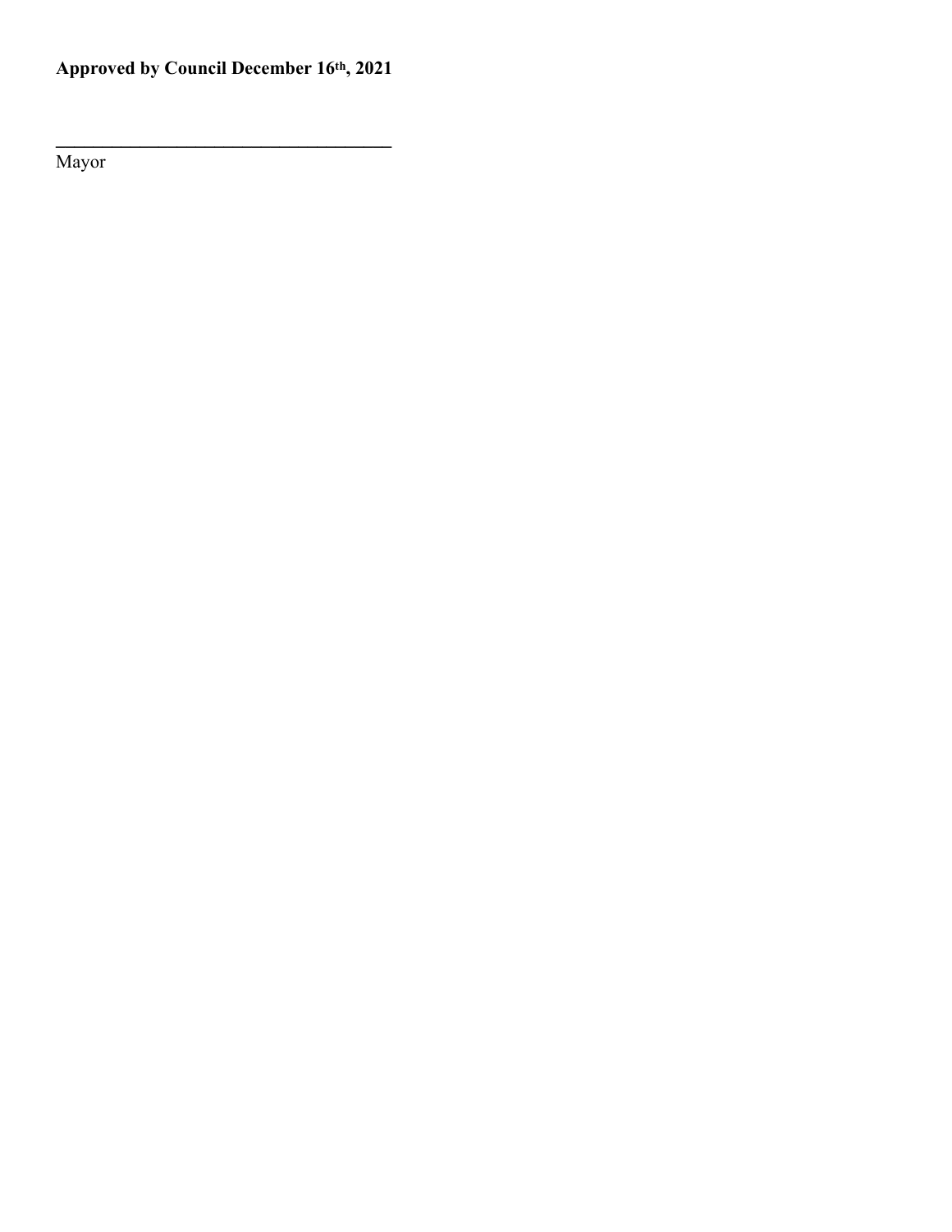**Approved by Council December 16th, 2021**

_____________________________________

Mayor